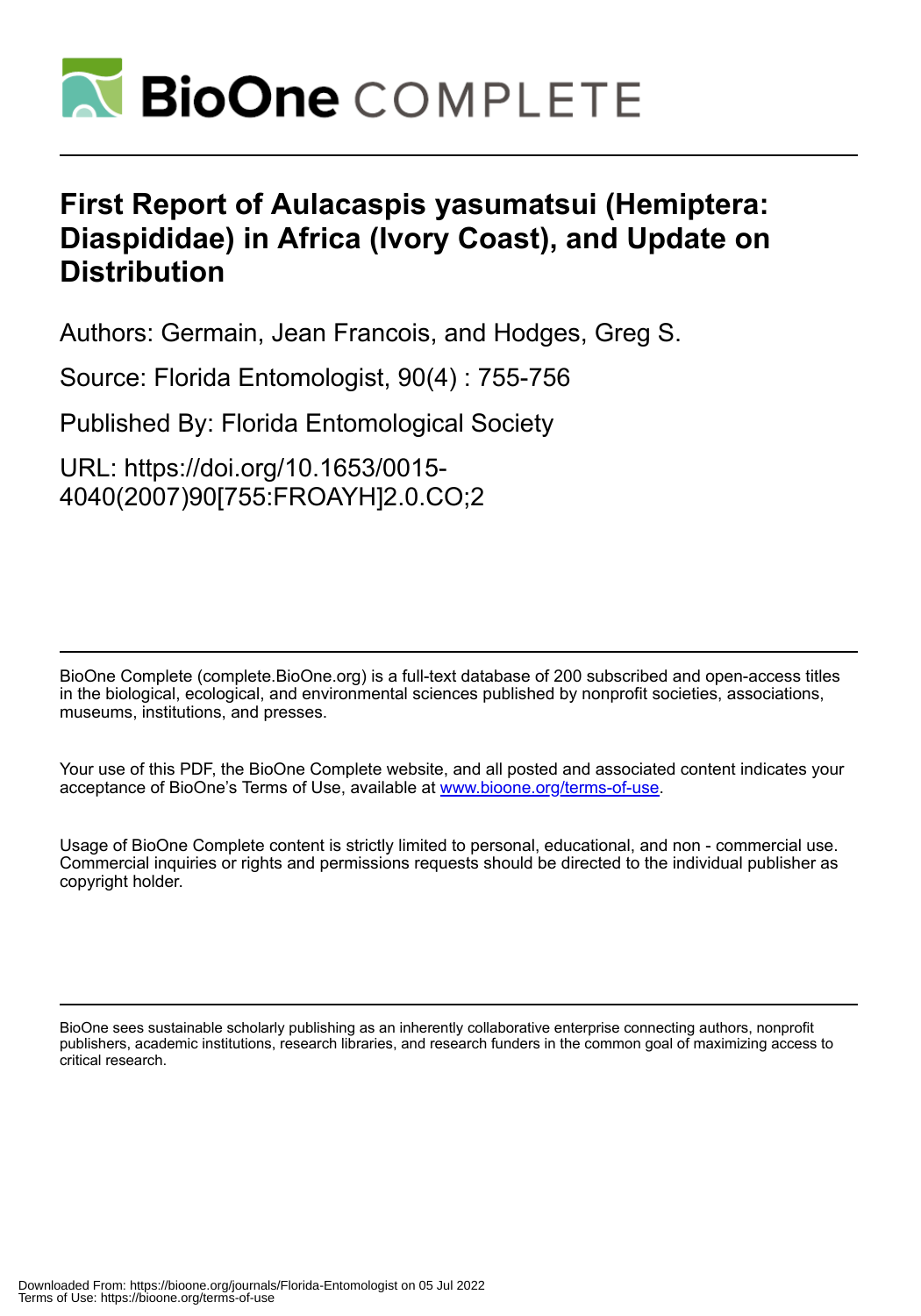# First Report of Aulacaspis yasumatsui (Hemiptera: Diaspididae) in Africa (Ivory Coast), and Update on Distribution

Authors: Germain, Jean Francois, and Hodges, Greg S.

Source: Florida Entomologist, 90(4) : 755-756

Published By: Florida Entomological Society

URL: https://doi.org/10.1653/0015-4040(2007)90[755:FROAYH]2.0.CO;2

BioOne Complete (complete.BioOne.org) is a full-text database of 200 subscribed and open-access titles in the biological, ecological, and environmental sciences published by nonprofit societies, associations, museums, institutions, and presses.

Your use of this PDF, the BioOne Complete website, and all posted and associated content indicates your acceptance of BioOne's Terms of Use, available at www.bioone.org/terms-of-use.

Usage of BioOne Complete content is strictly limited to personal, educational, and non - commercial use. Commercial inquiries or rights and permissions requests should be directed to the individual publisher as copyright holder.

BioOne sees sustainable scholarly publishing as an inherently collaborative enterprise connecting authors, nonprofit publishers, academic institutions, research libraries, and research funders in the common goal of maximizing access to critical research.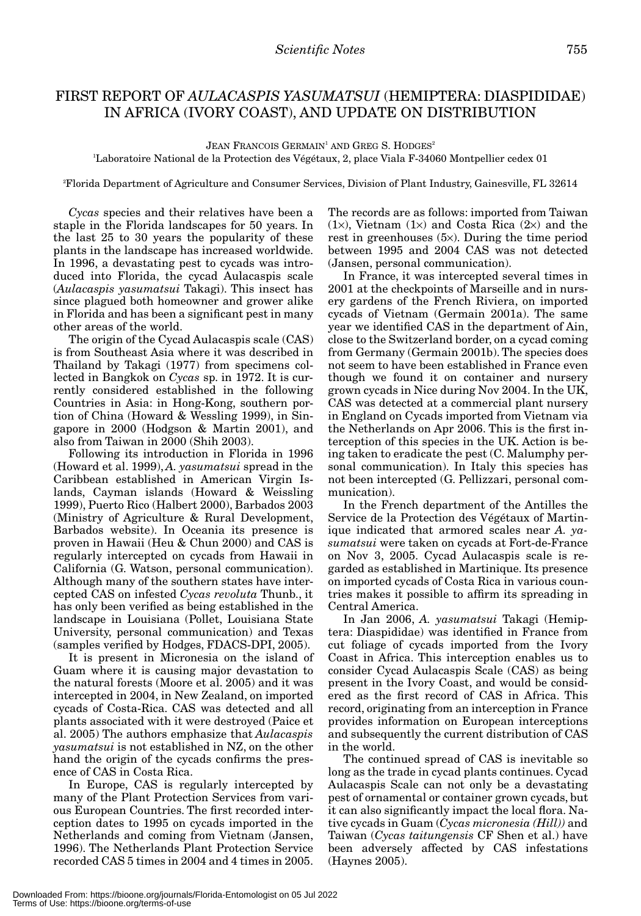# FIRST REPORT OF *AULACASPIS YASUMATSUI* (HEMIPTERA: DIASPIDIDAE) IN AFRICA (IVORY COAST), AND UPDATE ON DISTRIBUTION

JEAN FRANCOIS GERMAIN[1] AND GREG S. HODGES[2]

[1]Laboratoire National de la Protection des Végétaux, 2, place Viala F-34060 Montpellier cedex 01

[2]Florida Department of Agriculture and Consumer Services, Division of Plant Industry, Gainesville, FL 32614

*Cycas* species and their relatives have been a staple in the Florida landscapes for 50 years. In the last 25 to 30 years the popularity of these plants in the landscape has increased worldwide. In 1996, a devastating pest to cycads was introduced into Florida, the cycad Aulacaspis scale (*Aulacaspis yasumatsui* Takagi). This insect has since plagued both homeowner and grower alike in Florida and has been a significant pest in many other areas of the world.

The origin of the Cycad Aulacaspis scale (CAS) is from Southeast Asia where it was described in Thailand by Takagi (1977) from specimens collected in Bangkok on *Cycas* sp. in 1972. It is currently considered established in the following Countries in Asia: in Hong-Kong, southern portion of China (Howard & Wessling 1999), in Singapore in 2000 (Hodgson & Martin 2001), and also from Taiwan in 2000 (Shih 2003).

Following its introduction in Florida in 1996 (Howard et al. 1999), *A. yasumatsui* spread in the Caribbean established in American Virgin Islands, Cayman islands (Howard & Weissling 1999), Puerto Rico (Halbert 2000), Barbados 2003 (Ministry of Agriculture & Rural Development, Barbados website). In Oceania its presence is proven in Hawaii (Heu & Chun 2000) and CAS is regularly intercepted on cycads from Hawaii in California (G. Watson, personal communication). Although many of the southern states have intercepted CAS on infested *Cycas revoluta* Thunb., it has only been verified as being established in the landscape in Louisiana (Pollet, Louisiana State University, personal communication) and Texas (samples verified by Hodges, FDACS-DPI, 2005).

It is present in Micronesia on the island of Guam where it is causing major devastation to the natural forests (Moore et al. 2005) and it was intercepted in 2004, in New Zealand, on imported cycads of Costa-Rica. CAS was detected and all plants associated with it were destroyed (Paice et al. 2005) The authors emphasize that *Aulacaspis yasumatsui* is not established in NZ, on the other hand the origin of the cycads confirms the presence of CAS in Costa Rica.

In Europe, CAS is regularly intercepted by many of the Plant Protection Services from various European Countries. The first recorded interception dates to 1995 on cycads imported in the Netherlands and coming from Vietnam (Jansen, 1996). The Netherlands Plant Protection Service recorded CAS 5 times in 2004 and 4 times in 2005. The records are as follows: imported from Taiwan (1×), Vietnam (1×) and Costa Rica (2×) and the rest in greenhouses (5×). During the time period between 1995 and 2004 CAS was not detected (Jansen, personal communication).

In France, it was intercepted several times in 2001 at the checkpoints of Marseille and in nursery gardens of the French Riviera, on imported cycads of Vietnam (Germain 2001a). The same year we identified CAS in the department of Ain, close to the Switzerland border, on a cycad coming from Germany (Germain 2001b). The species does not seem to have been established in France even though we found it on container and nursery grown cycads in Nice during Nov 2004. In the UK, CAS was detected at a commercial plant nursery in England on Cycads imported from Vietnam via the Netherlands on Apr 2006. This is the first interception of this species in the UK. Action is being taken to eradicate the pest (C. Malumphy personal communication). In Italy this species has not been intercepted (G. Pellizzari, personal communication).

In the French department of the Antilles the Service de la Protection des Végétaux of Martinique indicated that armored scales near *A. yasumatsui* were taken on cycads at Fort-de-France on Nov 3, 2005. Cycad Aulacaspis scale is regarded as established in Martinique. Its presence on imported cycads of Costa Rica in various countries makes it possible to affirm its spreading in Central America.

In Jan 2006, *A. yasumatsui* Takagi (Hemiptera: Diaspididae) was identified in France from cut foliage of cycads imported from the Ivory Coast in Africa. This interception enables us to consider Cycad Aulacaspis Scale (CAS) as being present in the Ivory Coast, and would be considered as the first record of CAS in Africa. This record, originating from an interception in France provides information on European interceptions and subsequently the current distribution of CAS in the world.

The continued spread of CAS is inevitable so long as the trade in cycad plants continues. Cycad Aulacaspis Scale can not only be a devastating pest of ornamental or container grown cycads, but it can also significantly impact the local flora. Native cycads in Guam (*Cycas micronesia (Hill))* and Taiwan (*Cycas taitungensis* CF Shen et al.) have been adversely affected by CAS infestations (Haynes 2005).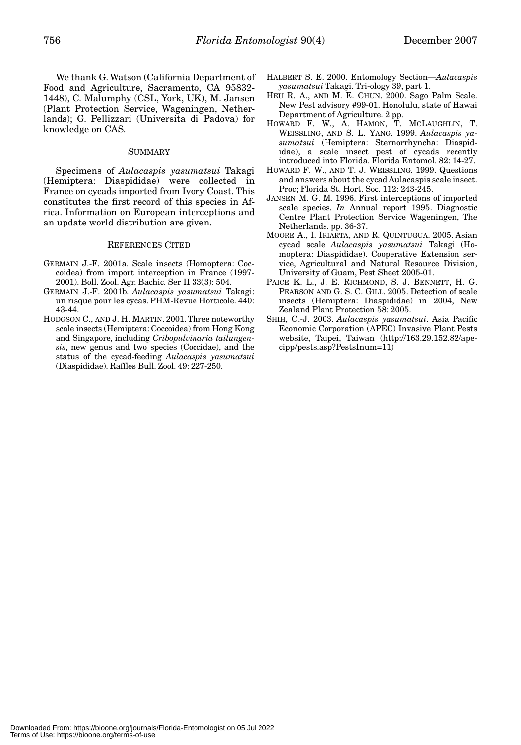We thank G. Watson (California Department of Food and Agriculture, Sacramento, CA 95832-1448), C. Malumphy (CSL, York, UK), M. Jansen (Plant Protection Service, Wageningen, Netherlands); G. Pellizzari (Universita di Padova) for knowledge on CAS.

## SUMMARY

Specimens of *Aulacaspis yasumatsui* Takagi (Hemiptera: Diaspididae) were collected in France on cycads imported from Ivory Coast. This constitutes the first record of this species in Africa. Information on European interceptions and an update world distribution are given.

## REFERENCES CITED

GERMAIN J.-F. 2001a. Scale insects (Homoptera: Coccoidea) from import interception in France (1997-2001). Boll. Zool. Agr. Bachic. Ser II 33(3): 504.

GERMAIN J.-F. 2001b. *Aulacaspis yasumatsui* Takagi: un risque pour les cycas. PHM-Revue Horticole. 440: 43-44.

HODGSON C., AND J. H. MARTIN. 2001. Three noteworthy scale insects (Hemiptera: Coccoidea) from Hong Kong and Singapore, including *Cribopulvinaria tailungensis*, new genus and two species (Coccidae), and the status of the cycad-feeding *Aulacaspis yasumatsui* (Diaspididae). Raffles Bull. Zool. 49: 227-250.

HALBERT S. E. 2000. Entomology Section—*Aulacaspis yasumatsui* Takagi. Tri-ology 39, part 1.

HEU R. A., AND M. E. CHUN. 2000. Sago Palm Scale. New Pest advisory #99-01. Honolulu, state of Hawai Department of Agriculture. 2 pp.

HOWARD F. W., A. HAMON, T. MCLAUGHLIN, T. WEISSLING, AND S. L. YANG. 1999. *Aulacaspis yasumatsui* (Hemiptera: Sternorrhyncha: Diaspididae), a scale insect pest of cycads recently introduced into Florida. Florida Entomol. 82: 14-27.

HOWARD F. W., AND T. J. WEISSLING. 1999. Questions and answers about the cycad Aulacaspis scale insect. Proc; Florida St. Hort. Soc. 112: 243-245.

JANSEN M. G. M. 1996. First interceptions of imported scale species. *In* Annual report 1995. Diagnostic Centre Plant Protection Service Wageningen, The Netherlands. pp. 36-37.

MOORE A., I. IRIARTA, AND R. QUINTUGUA. 2005. Asian cycad scale *Aulacaspis yasumatsui* Takagi (Homoptera: Diaspididae). Cooperative Extension service, Agricultural and Natural Resource Division, University of Guam, Pest Sheet 2005-01.

PAICE K. L., J. E. RICHMOND, S. J. BENNETT, H. G. PEARSON AND G. S. C. GILL. 2005. Detection of scale insects (Hemiptera: Diaspididae) in 2004, New Zealand Plant Protection 58: 2005.

SHIH, C.-J. 2003. *Aulacaspis yasumatsui*. Asia Pacific Economic Corporation (APEC) Invasive Plant Pests website, Taipei, Taiwan (http://163.29.152.82/apecipp/pests.asp?PestsInum=11)